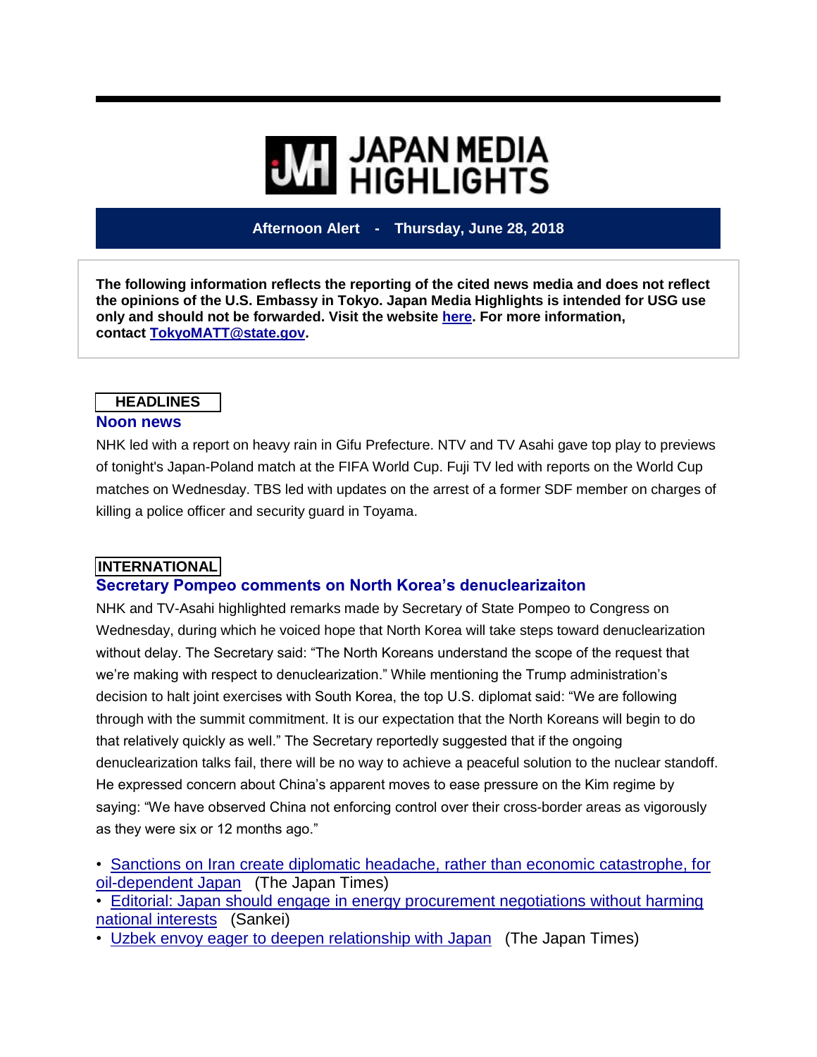# JAPAN MEDIA HIGHLIGHTS

**Afternoon Alert - Thursday, June 28, 2018**

**The following information reflects the reporting of the cited news media and does not reflect the opinions of the U.S. Embassy in Tokyo. Japan Media Highlights is intended for USG use only and should not be forwarded. Visit the website here. For more information, contact TokyoMATT@state.gov.**

**HEADLINES**

## Noon news

NHK led with a report on heavy rain in Gifu Prefecture. NTV and TV Asahi gave top play to previews of tonight's Japan-Poland match at the FIFA World Cup. Fuji TV led with reports on the World Cup matches on Wednesday. TBS led with updates on the arrest of a former SDF member on charges of killing a police officer and security guard in Toyama.

**INTERNATIONAL**

## Secretary Pompeo comments on North Korea's denuclearizaiton

NHK and TV-Asahi highlighted remarks made by Secretary of State Pompeo to Congress on Wednesday, during which he voiced hope that North Korea will take steps toward denuclearization without delay. The Secretary said: "The North Koreans understand the scope of the request that we're making with respect to denuclearization." While mentioning the Trump administration's decision to halt joint exercises with South Korea, the top U.S. diplomat said: "We are following through with the summit commitment. It is our expectation that the North Koreans will begin to do that relatively quickly as well." The Secretary reportedly suggested that if the ongoing denuclearization talks fail, there will be no way to achieve a peaceful solution to the nuclear standoff. He expressed concern about China's apparent moves to ease pressure on the Kim regime by saying: "We have observed China not enforcing control over their cross-border areas as vigorously as they were six or 12 months ago."

- Sanctions on Iran create diplomatic headache, rather than economic catastrophe, for oil-dependent Japan (The Japan Times)
- Editorial: Japan should engage in energy procurement negotiations without harming national interests (Sankei)
- Uzbek envoy eager to deepen relationship with Japan (The Japan Times)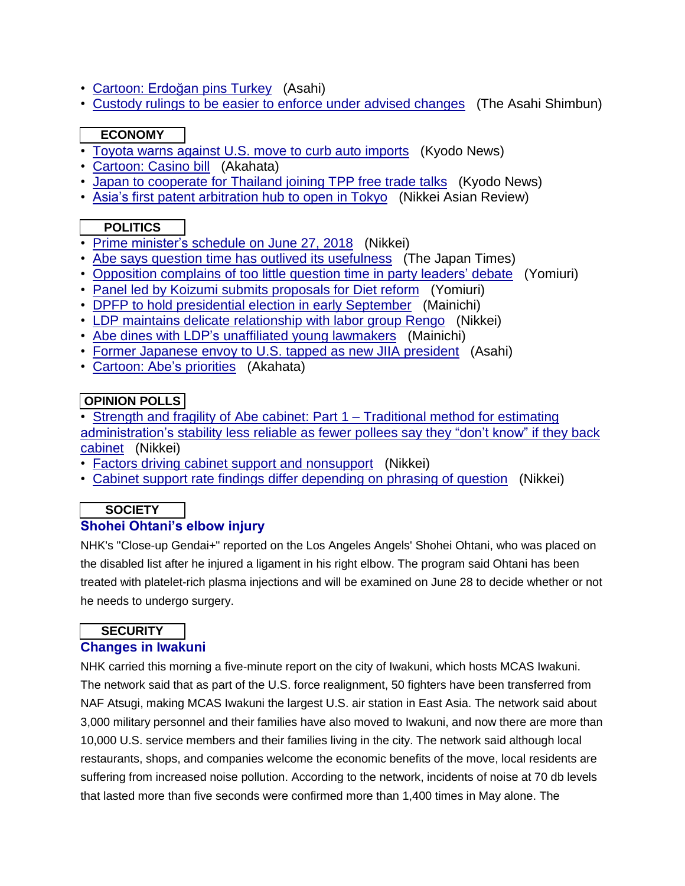- Cartoon: Erdoğan pins Turkey (Asahi)
- Custody rulings to be easier to enforce under advised changes (The Asahi Shimbun)

**ECONOMY**

- Toyota warns against U.S. move to curb auto imports (Kyodo News)
- Cartoon: Casino bill (Akahata)
- Japan to cooperate for Thailand joining TPP free trade talks (Kyodo News)
- Asia's first patent arbitration hub to open in Tokyo (Nikkei Asian Review)

**POLITICS**

- Prime minister's schedule on June 27, 2018 (Nikkei)
- Abe says question time has outlived its usefulness (The Japan Times)
- Opposition complains of too little question time in party leaders' debate (Yomiuri)
- Panel led by Koizumi submits proposals for Diet reform (Yomiuri)
- DPFP to hold presidential election in early September (Mainichi)
- LDP maintains delicate relationship with labor group Rengo (Nikkei)
- Abe dines with LDP's unaffiliated young lawmakers (Mainichi)
- Former Japanese envoy to U.S. tapped as new JIIA president (Asahi)
- Cartoon: Abe's priorities (Akahata)

**OPINION POLLS**

- Strength and fragility of Abe cabinet: Part 1 – Traditional method for estimating administration's stability less reliable as fewer pollees say they "don't know" if they back cabinet (Nikkei)
- Factors driving cabinet support and nonsupport (Nikkei)
- Cabinet support rate findings differ depending on phrasing of question (Nikkei)

**SOCIETY**

### Shohei Ohtani's elbow injury

NHK's "Close-up Gendai+" reported on the Los Angeles Angels' Shohei Ohtani, who was placed on the disabled list after he injured a ligament in his right elbow. The program said Ohtani has been treated with platelet-rich plasma injections and will be examined on June 28 to decide whether or not he needs to undergo surgery.

**SECURITY**

### Changes in Iwakuni

NHK carried this morning a five-minute report on the city of Iwakuni, which hosts MCAS Iwakuni. The network said that as part of the U.S. force realignment, 50 fighters have been transferred from NAF Atsugi, making MCAS Iwakuni the largest U.S. air station in East Asia. The network said about 3,000 military personnel and their families have also moved to Iwakuni, and now there are more than 10,000 U.S. service members and their families living in the city. The network said although local restaurants, shops, and companies welcome the economic benefits of the move, local residents are suffering from increased noise pollution. According to the network, incidents of noise at 70 db levels that lasted more than five seconds were confirmed more than 1,400 times in May alone. The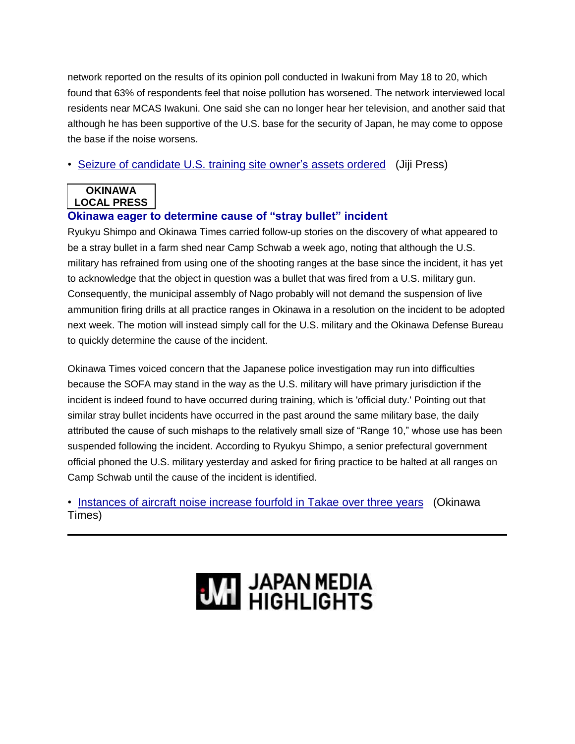network reported on the results of its opinion poll conducted in Iwakuni from May 18 to 20, which found that 63% of respondents feel that noise pollution has worsened. The network interviewed local residents near MCAS Iwakuni. One said she can no longer hear her television, and another said that although he has been supportive of the U.S. base for the security of Japan, he may come to oppose the base if the noise worsens.

- Seizure of candidate U.S. training site owner's assets ordered (Jiji Press)

**OKINAWA LOCAL PRESS**

### Okinawa eager to determine cause of "stray bullet" incident

Ryukyu Shimpo and Okinawa Times carried follow-up stories on the discovery of what appeared to be a stray bullet in a farm shed near Camp Schwab a week ago, noting that although the U.S. military has refrained from using one of the shooting ranges at the base since the incident, it has yet to acknowledge that the object in question was a bullet that was fired from a U.S. military gun. Consequently, the municipal assembly of Nago probably will not demand the suspension of live ammunition firing drills at all practice ranges in Okinawa in a resolution on the incident to be adopted next week. The motion will instead simply call for the U.S. military and the Okinawa Defense Bureau to quickly determine the cause of the incident.

Okinawa Times voiced concern that the Japanese police investigation may run into difficulties because the SOFA may stand in the way as the U.S. military will have primary jurisdiction if the incident is indeed found to have occurred during training, which is 'official duty.' Pointing out that similar stray bullet incidents have occurred in the past around the same military base, the daily attributed the cause of such mishaps to the relatively small size of "Range 10," whose use has been suspended following the incident. According to Ryukyu Shimpo, a senior prefectural government official phoned the U.S. military yesterday and asked for firing practice to be halted at all ranges on Camp Schwab until the cause of the incident is identified.

- Instances of aircraft noise increase fourfold in Takae over three years (Okinawa Times)

---

JAPAN MEDIA HIGHLIGHTS